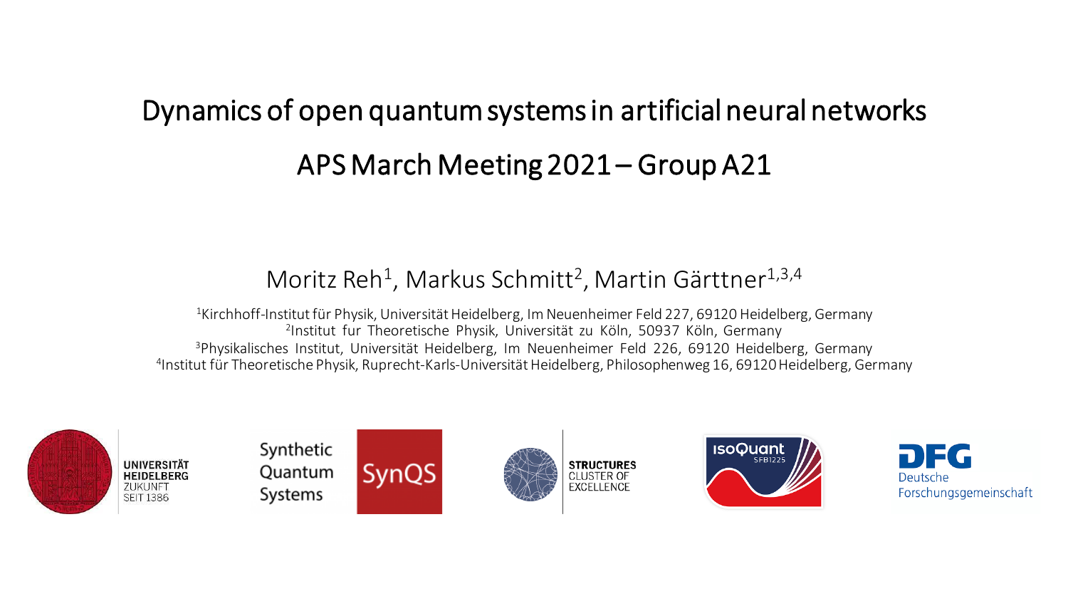# Dynamics of open quantum systems in artificial neural networks

## APS March Meeting 2021 – Group A21

Moritz Reh[1], Markus Schmitt[2], Martin Gärttner[1,3,4]

[1]Kirchhoff-Institut für Physik, Universität Heidelberg, Im Neuenheimer Feld 227, 69120 Heidelberg, Germany
[2]Institut fur Theoretische Physik, Universität zu Köln, 50937 Köln, Germany
[3]Physikalisches Institut, Universität Heidelberg, Im Neuenheimer Feld 226, 69120 Heidelberg, Germany
[4]Institut für Theoretische Physik, Ruprecht-Karls-Universität Heidelberg, Philosophenweg 16, 69120 Heidelberg, Germany

UNIVERSITÄT HEIDELBERG ZUKUNFT SEIT 1386

Synthetic Quantum Systems SynQS

STRUCTURES CLUSTER OF EXCELLENCE

isoQuant SFB1225

DFG Deutsche Forschungsgemeinschaft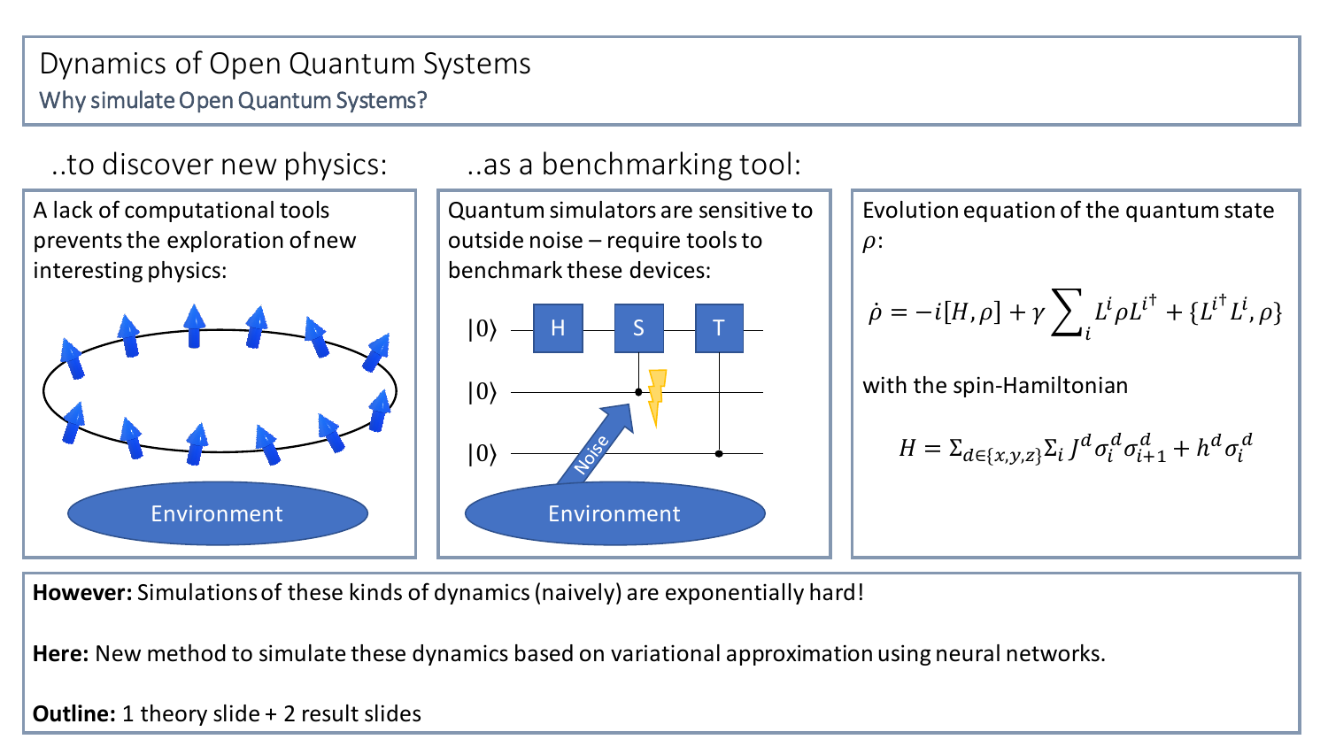# Dynamics of Open Quantum Systems

## Why simulate Open Quantum Systems?

### ..to discover new physics:

A lack of computational tools prevents the exploration of new interesting physics:

Environment

### ..as a benchmarking tool:

Quantum simulators are sensitive to outside noise – require tools to benchmark these devices:

$|0\rangle$ H S T

$|0\rangle$

$|0\rangle$

Noise

Environment

Evolution equation of the quantum state $\rho$:

$$\dot{\rho} = -i[H, \rho] + \gamma \sum_i L^i \rho L^{i\dagger} + \{L^{i\dagger} L^i, \rho\}$$

with the spin-Hamiltonian

$$H = \Sigma_{d \in \{x,y,z\}} \Sigma_i J^d \sigma_i^d \sigma_{i+1}^d + h^d \sigma_i^d$$

**However:** Simulations of these kinds of dynamics (naively) are exponentially hard!

**Here:** New method to simulate these dynamics based on variational approximation using neural networks.

**Outline:** 1 theory slide + 2 result slides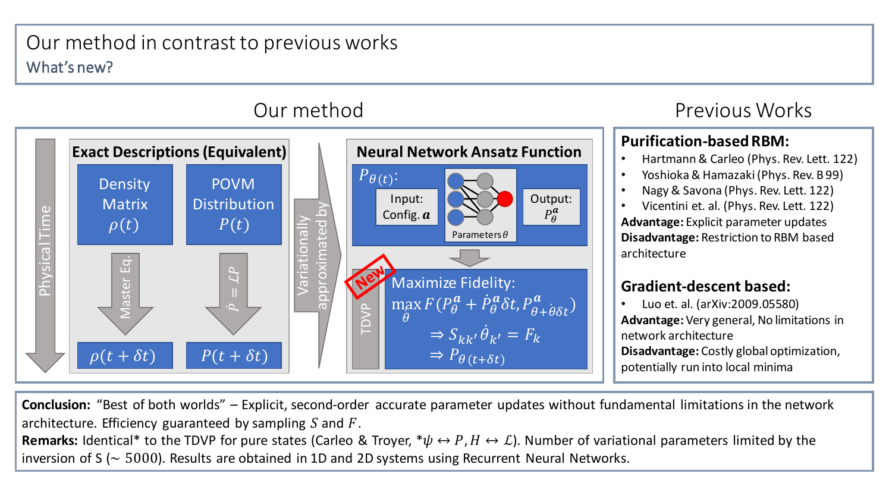# Our method in contrast to previous works

## What's new?

### Our method

Physical Time

**Exact Descriptions (Equivalent)**

| Density Matrix $\rho(t)$ | POVM Distribution $P(t)$ |
|---|---|
| Master Eq. | $\dot{P} = \mathcal{L}P$ |
| $\rho(t + \delta t)$ | $P(t + \delta t)$ |

Variationally approximated by

**Neural Network Ansatz Function**

$P_{\theta(t)}$:

Input: Config. $\boldsymbol{a}$

Parameters $\theta$

Output: $P_\theta^{\boldsymbol{a}}$

New

TDVP

Maximize Fidelity:

$$\max_{\dot{\theta}} F(P_\theta^{\boldsymbol{a}} + \dot{P}_\theta^{\boldsymbol{a}} \delta t, P_{\theta + \dot{\theta}\delta t}^{\boldsymbol{a}})$$

$$\Rightarrow S_{kk'} \dot{\theta}_{k'} = F_k$$

$$\Rightarrow P_{\theta(t+\delta t)}$$

### Previous Works

**Purification-based RBM:**

- Hartmann & Carleo (Phys. Rev. Lett. 122)
- Yoshioka & Hamazaki (Phys. Rev. B 99)
- Nagy & Savona (Phys. Rev. Lett. 122)
- Vicentini et. al. (Phys. Rev. Lett. 122)

**Advantage:** Explicit parameter updates

**Disadvantage:** Restriction to RBM based architecture

**Gradient-descent based:**

- Luo et. al. (arXiv:2009.05580)

**Advantage:** Very general, No limitations in network architecture

**Disadvantage:** Costly global optimization, potentially run into local minima

**Conclusion:** "Best of both worlds" – Explicit, second-order accurate parameter updates without fundamental limitations in the network architecture. Efficiency guaranteed by sampling $S$ and $F$.

**Remarks:** Identical* to the TDVP for pure states (Carleo & Troyer, $*\psi \leftrightarrow P, H \leftrightarrow \mathcal{L}$). Number of variational parameters limited by the inversion of S ($\sim 5000$). Results are obtained in 1D and 2D systems using Recurrent Neural Networks.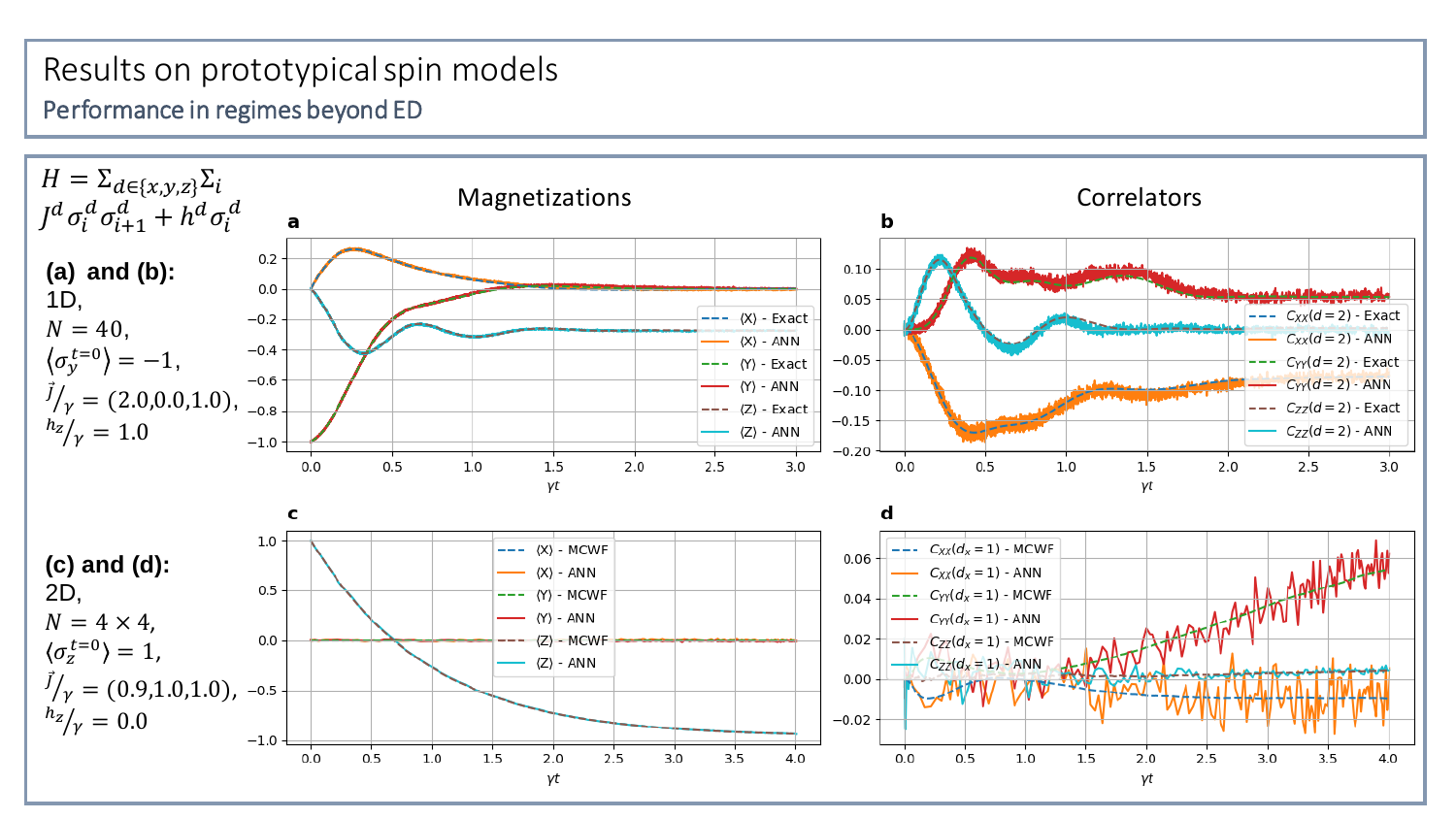# Results on prototypical spin models

## Performance in regimes beyond ED

$$H = \Sigma_{d\in\{x,y,z\}}\Sigma_i J^d \sigma_i^d \sigma_{i+1}^d + h^d \sigma_i^d$$

**(a) and (b):**
1D,
$N = 40$,
$\langle \sigma_y^{t=0} \rangle = -1$,
$\vec{J}/\gamma = (2.0, 0.0, 1.0)$,
$h^z/\gamma = 1.0$

**(c) and (d):**
2D,
$N = 4 \times 4$,
$\langle \sigma_z^{t=0} \rangle = 1$,
$\vec{J}/\gamma = (0.9, 1.0, 1.0)$,
$h^z/\gamma = 0.0$

### Magnetizations

**a**

Legend: ⟨X⟩ - Exact, ⟨X⟩ - ANN, ⟨Y⟩ - Exact, ⟨Y⟩ - ANN, ⟨Z⟩ - Exact, ⟨Z⟩ - ANN (x-axis: $\gamma t$)

**c**

Legend: ⟨X⟩ - MCWF, ⟨X⟩ - ANN, ⟨Y⟩ - MCWF, ⟨Y⟩ - ANN, ⟨Z⟩ - MCWF, ⟨Z⟩ - ANN (x-axis: $\gamma t$)

### Correlators

**b**

Legend: $C_{XX}(d=2)$ - Exact, $C_{XX}(d=2)$ - ANN, $C_{YY}(d=2)$ - Exact, $C_{YY}(d=2)$ - ANN, $C_{ZZ}(d=2)$ - Exact, $C_{ZZ}(d=2)$ - ANN (x-axis: $\gamma t$)

**d**

Legend: $C_{XX}(d_x=1)$ - MCWF, $C_{XX}(d_x=1)$ - ANN, $C_{YY}(d_x=1)$ - MCWF, $C_{YY}(d_x=1)$ - ANN, $C_{ZZ}(d_x=1)$ - MCWF, $C_{ZZ}(d_x=1)$ - ANN (x-axis: $\gamma t$)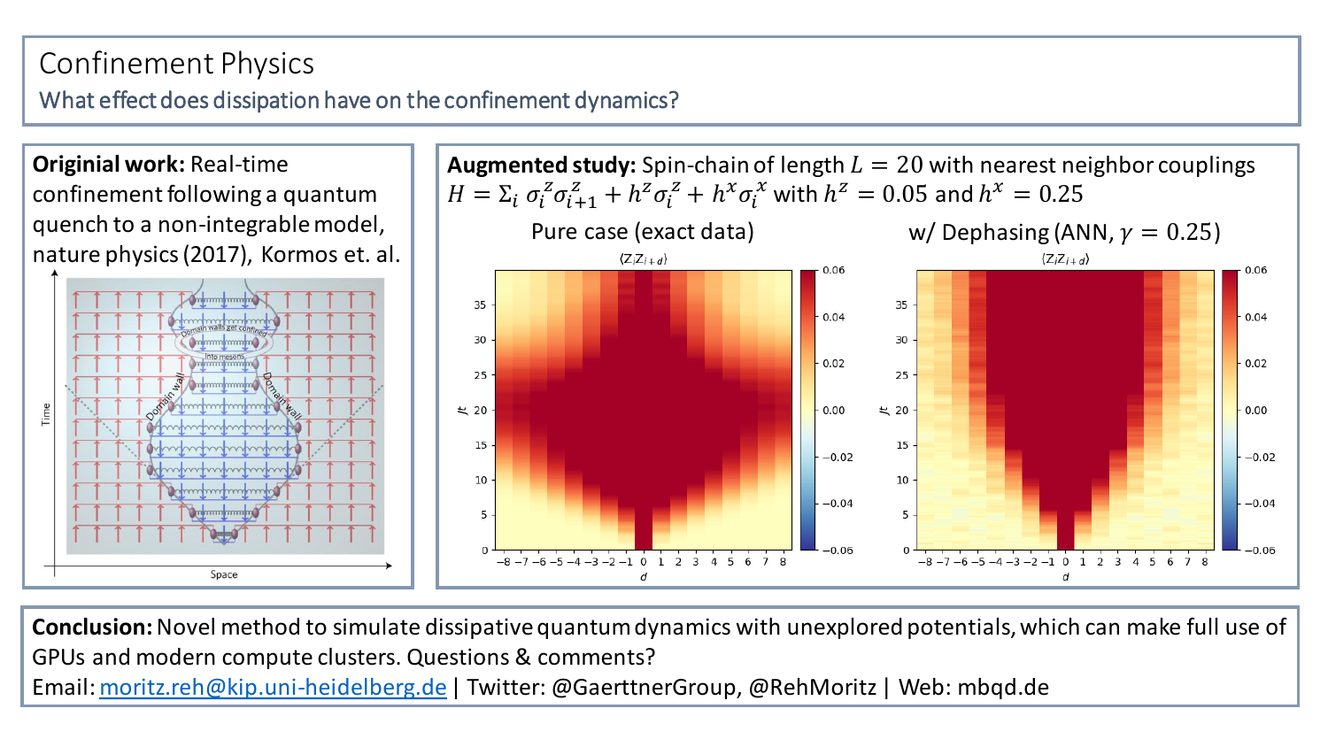# Confinement Physics

What effect does dissipation have on the confinement dynamics?

**Originial work:** Real-time confinement following a quantum quench to a non-integrable model, nature physics (2017), Kormos et. al.

Domain walls get confined
into mesons
Domain wall
Domain wall
Time
Space

**Augmented study:** Spin-chain of length $L = 20$ with nearest neighbor couplings $H = \Sigma_i\, \sigma_i^z \sigma_{i+1}^z + h^z \sigma_i^z + h^x \sigma_i^x$ with $h^z = 0.05$ and $h^x = 0.25$

Pure case (exact data)

$\langle Z_i Z_{i+d} \rangle$

$Jt$

$d$

0 5 10 15 20 25 30 35

−8 −7 −6 −5 −4 −3 −2 −1 0 1 2 3 4 5 6 7 8

0.06 0.04 0.02 0.00 −0.02 −0.04 −0.06

w/ Dephasing (ANN, $\gamma = 0.25$)

$\langle Z_i Z_{i+d} \rangle$

$Jt$

$d$

0 5 10 15 20 25 30 35

−8 −7 −6 −5 −4 −3 −2 −1 0 1 2 3 4 5 6 7 8

0.06 0.04 0.02 0.00 −0.02 −0.04 −0.06

**Conclusion:** Novel method to simulate dissipative quantum dynamics with unexplored potentials, which can make full use of GPUs and modern compute clusters. Questions & comments?

Email: moritz.reh@kip.uni-heidelberg.de | Twitter: @GaerttnerGroup, @RehMoritz | Web: mbqd.de